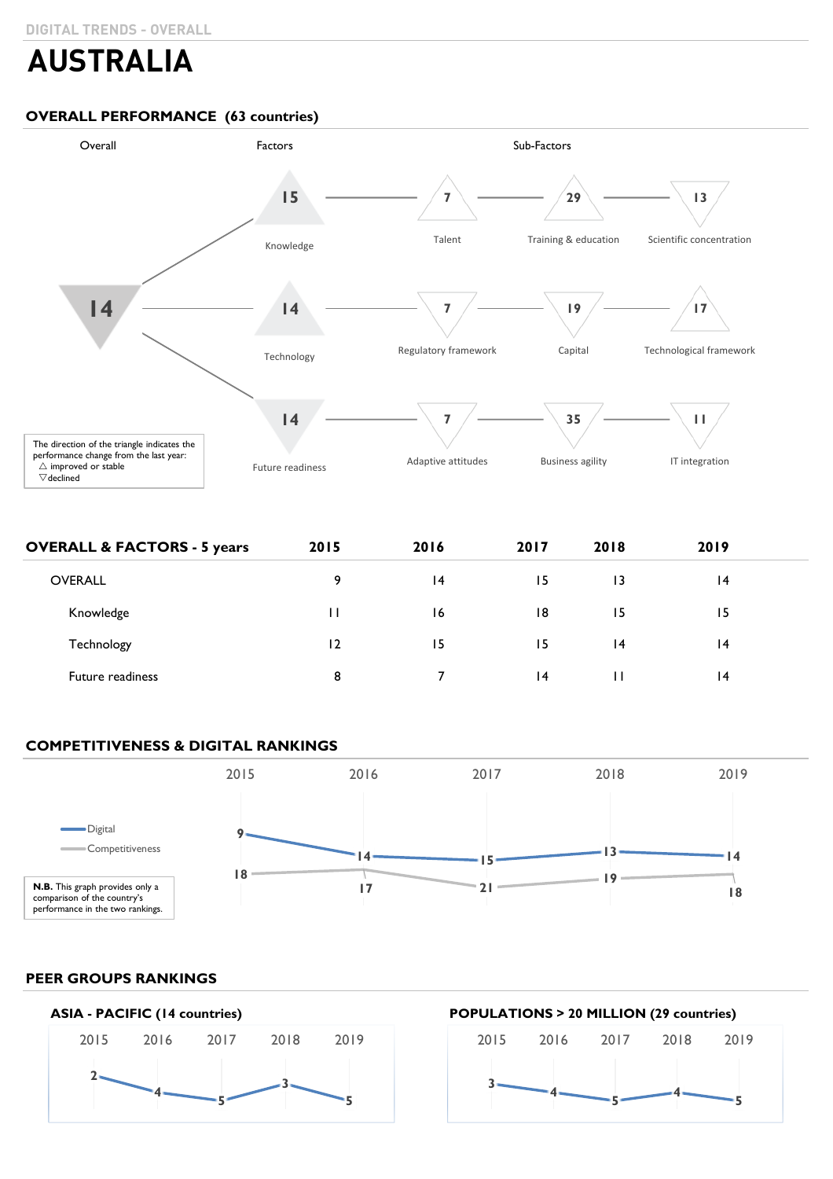DIGITAL TRENDS - OVERALL

# AUSTRALIA

## OVERALL PERFORMANCE (63 countries)

| Overall | Factors | Sub-Factors | | |
|---|---|---|---|---|
| 14 ▽ | Knowledge 15 △ | Talent 7 △ | Training & education 29 △ | Scientific concentration 13 ▽ |
| | Technology 14 △ | Regulatory framework 7 ▽ | Capital 19 ▽ | Technological framework 17 △ |
| | Future readiness 14 ▽ | Adaptive attitudes 7 ▽ | Business agility 35 ▽ | IT integration 11 ▽ |

The direction of the triangle indicates the performance change from the last year:
△ improved or stable
▽ declined

## OVERALL & FACTORS - 5 years

| | 2015 | 2016 | 2017 | 2018 | 2019 |
|---|---|---|---|---|---|
| OVERALL | 9 | 14 | 15 | 13 | 14 |
| Knowledge | 11 | 16 | 18 | 15 | 15 |
| Technology | 12 | 15 | 15 | 14 | 14 |
| Future readiness | 8 | 7 | 14 | 11 | 14 |

## COMPETITIVENESS & DIGITAL RANKINGS

| | 2015 | 2016 | 2017 | 2018 | 2019 |
|---|---|---|---|---|---|
| Digital | 9 | 14 | 15 | 13 | 14 |
| Competitiveness | 18 | 17 | 21 | 19 | 18 |

**N.B.** This graph provides only a comparison of the country's performance in the two rankings.

## PEER GROUPS RANKINGS

### ASIA - PACIFIC (14 countries)

| 2015 | 2016 | 2017 | 2018 | 2019 |
|---|---|---|---|---|
| 2 | 4 | 5 | 3 | 5 |

### POPULATIONS > 20 MILLION (29 countries)

| 2015 | 2016 | 2017 | 2018 | 2019 |
|---|---|---|---|---|
| 3 | 4 | 5 | 4 | 5 |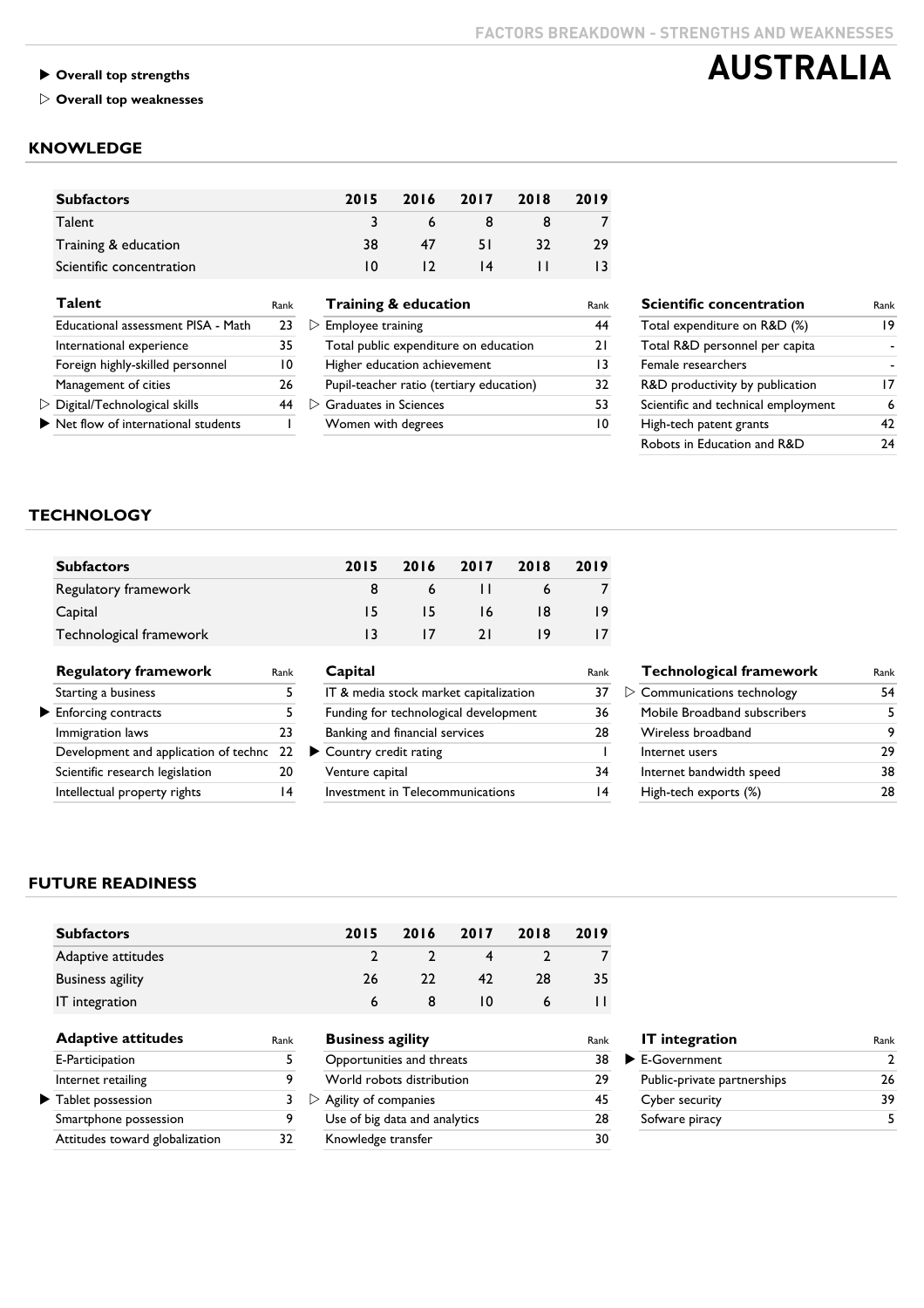# AUSTRALIA

▶ Overall top strengths

▷ Overall top weaknesses

## KNOWLEDGE

| Subfactors | 2015 | 2016 | 2017 | 2018 | 2019 |
|---|---|---|---|---|---|
| Talent | 3 | 6 | 8 | 8 | 7 |
| Training & education | 38 | 47 | 51 | 32 | 29 |
| Scientific concentration | 10 | 12 | 14 | 11 | 13 |

| Talent | Rank |
|---|---|
| Educational assessment PISA - Math | 23 |
| International experience | 35 |
| Foreign highly-skilled personnel | 10 |
| Management of cities | 26 |
| ▷ Digital/Technological skills | 44 |
| ▶ Net flow of international students | 1 |

| Training & education | Rank |
|---|---|
| ▷ Employee training | 44 |
| Total public expenditure on education | 21 |
| Higher education achievement | 13 |
| Pupil-teacher ratio (tertiary education) | 32 |
| ▷ Graduates in Sciences | 53 |
| Women with degrees | 10 |

| Scientific concentration | Rank |
|---|---|
| Total expenditure on R&D (%) | 19 |
| Total R&D personnel per capita | - |
| Female researchers | - |
| R&D productivity by publication | 17 |
| Scientific and technical employment | 6 |
| High-tech patent grants | 42 |
| Robots in Education and R&D | 24 |

## TECHNOLOGY

| Subfactors | 2015 | 2016 | 2017 | 2018 | 2019 |
|---|---|---|---|---|---|
| Regulatory framework | 8 | 6 | 11 | 6 | 7 |
| Capital | 15 | 15 | 16 | 18 | 19 |
| Technological framework | 13 | 17 | 21 | 19 | 17 |

| Regulatory framework | Rank |
|---|---|
| Starting a business | 5 |
| ▶ Enforcing contracts | 5 |
| Immigration laws | 23 |
| Development and application of techno | 22 |
| Scientific research legislation | 20 |
| Intellectual property rights | 14 |

| Capital | Rank |
|---|---|
| IT & media stock market capitalization | 37 |
| Funding for technological development | 36 |
| Banking and financial services | 28 |
| ▶ Country credit rating | 1 |
| Venture capital | 34 |
| Investment in Telecommunications | 14 |

| Technological framework | Rank |
|---|---|
| ▷ Communications technology | 54 |
| Mobile Broadband subscribers | 5 |
| Wireless broadband | 9 |
| Internet users | 29 |
| Internet bandwidth speed | 38 |
| High-tech exports (%) | 28 |

## FUTURE READINESS

| Subfactors | 2015 | 2016 | 2017 | 2018 | 2019 |
|---|---|---|---|---|---|
| Adaptive attitudes | 2 | 2 | 4 | 2 | 7 |
| Business agility | 26 | 22 | 42 | 28 | 35 |
| IT integration | 6 | 8 | 10 | 6 | 11 |

| Adaptive attitudes | Rank |
|---|---|
| E-Participation | 5 |
| Internet retailing | 9 |
| ▶ Tablet possession | 3 |
| Smartphone possession | 9 |
| Attitudes toward globalization | 32 |

| Business agility | Rank |
|---|---|
| Opportunities and threats | 38 |
| World robots distribution | 29 |
| ▷ Agility of companies | 45 |
| Use of big data and analytics | 28 |
| Knowledge transfer | 30 |

| IT integration | Rank |
|---|---|
| ▶ E-Government | 2 |
| Public-private partnerships | 26 |
| Cyber security | 39 |
| Sofware piracy | 5 |